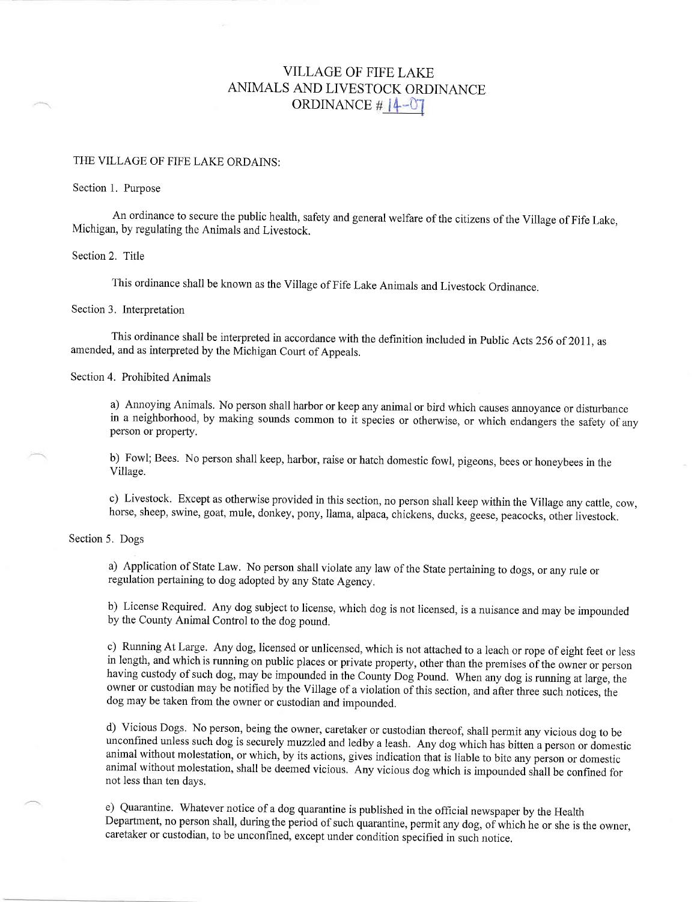# VILLAGE OF FIFE LAKE
# ANIMALS AND LIVESTOCK ORDINANCE
# ORDINANCE # 14-07

THE VILLAGE OF FIFE LAKE ORDAINS:

Section 1. Purpose

An ordinance to secure the public health, safety and general welfare of the citizens of the Village of Fife Lake, Michigan, by regulating the Animals and Livestock.

Section 2. Title

This ordinance shall be known as the Village of Fife Lake Animals and Livestock Ordinance.

Section 3. Interpretation

This ordinance shall be interpreted in accordance with the definition included in Public Acts 256 of 2011, as amended, and as interpreted by the Michigan Court of Appeals.

Section 4. Prohibited Animals

a) Annoying Animals. No person shall harbor or keep any animal or bird which causes annoyance or disturbance in a neighborhood, by making sounds common to it species or otherwise, or which endangers the safety of any person or property.

b) Fowl; Bees. No person shall keep, harbor, raise or hatch domestic fowl, pigeons, bees or honeybees in the Village.

c) Livestock. Except as otherwise provided in this section, no person shall keep within the Village any cattle, cow, horse, sheep, swine, goat, mule, donkey, pony, llama, alpaca, chickens, ducks, geese, peacocks, other livestock.

Section 5. Dogs

a) Application of State Law. No person shall violate any law of the State pertaining to dogs, or any rule or regulation pertaining to dog adopted by any State Agency.

b) License Required. Any dog subject to license, which dog is not licensed, is a nuisance and may be impounded by the County Animal Control to the dog pound.

c) Running At Large. Any dog, licensed or unlicensed, which is not attached to a leach or rope of eight feet or less in length, and which is running on public places or private property, other than the premises of the owner or person having custody of such dog, may be impounded in the County Dog Pound. When any dog is running at large, the owner or custodian may be notified by the Village of a violation of this section, and after three such notices, the dog may be taken from the owner or custodian and impounded.

d) Vicious Dogs. No person, being the owner, caretaker or custodian thereof, shall permit any vicious dog to be unconfined unless such dog is securely muzzled and ledby a leash. Any dog which has bitten a person or domestic animal without molestation, or which, by its actions, gives indication that is liable to bite any person or domestic animal without molestation, shall be deemed vicious. Any vicious dog which is impounded shall be confined for not less than ten days.

e) Quarantine. Whatever notice of a dog quarantine is published in the official newspaper by the Health Department, no person shall, during the period of such quarantine, permit any dog, of which he or she is the owner, caretaker or custodian, to be unconfined, except under condition specified in such notice.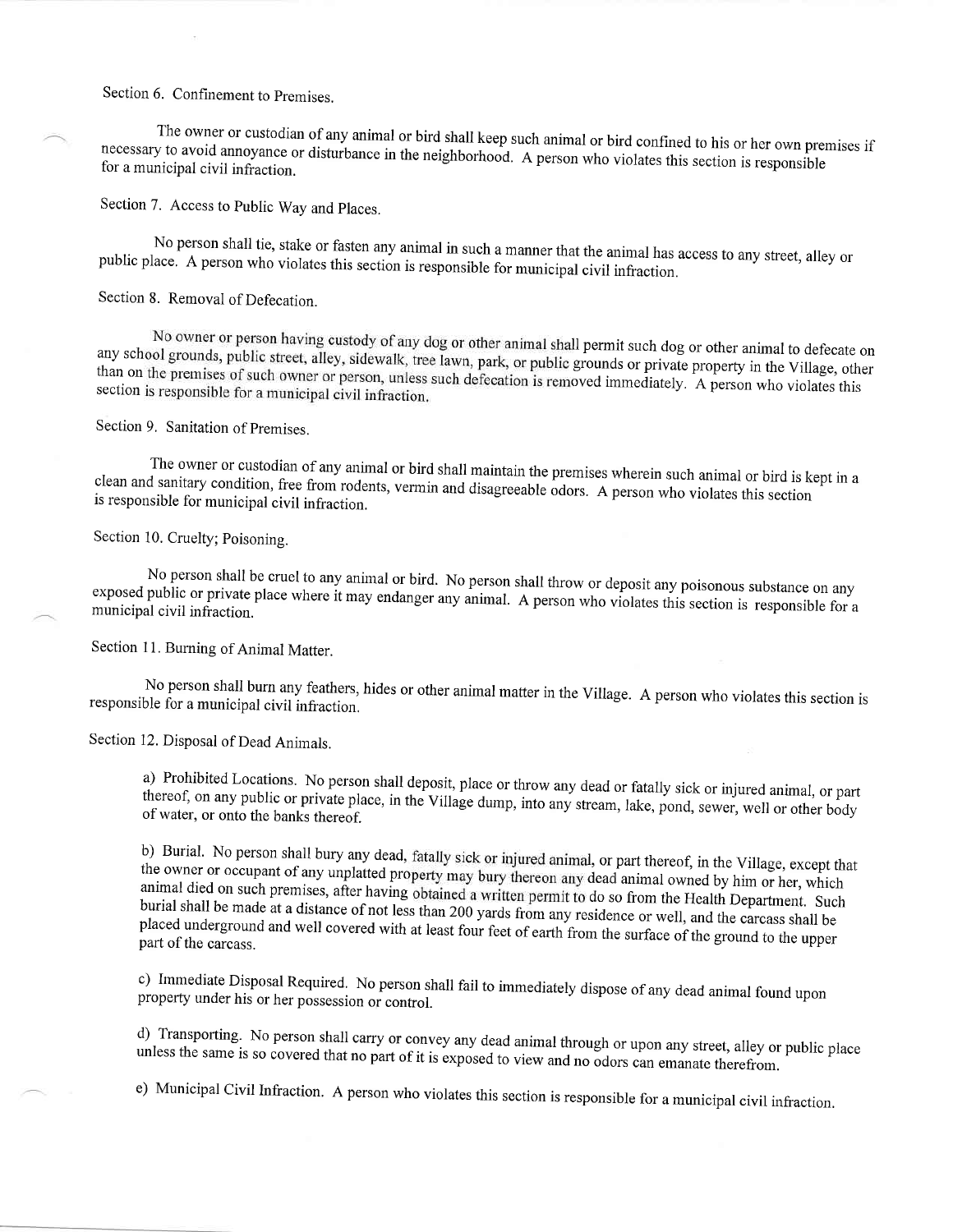Section 6. Confinement to Premises.

The owner or custodian of any animal or bird shall keep such animal or bird confined to his or her own premises if necessary to avoid annoyance or disturbance in the neighborhood. A person who violates this section is responsible for a municipal civil infraction.

Section 7. Access to Public Way and Places.

No person shall tie, stake or fasten any animal in such a manner that the animal has access to any street, alley or public place. A person who violates this section is responsible for municipal civil infraction.

Section 8. Removal of Defecation.

No owner or person having custody of any dog or other animal shall permit such dog or other animal to defecate on any school grounds, public street, alley, sidewalk, tree lawn, park, or public grounds or private property in the Village, other than on the premises of such owner or person, unless such defecation is removed immediately. A person who violates this section is responsible for a municipal civil infraction.

Section 9. Sanitation of Premises.

The owner or custodian of any animal or bird shall maintain the premises wherein such animal or bird is kept in a clean and sanitary condition, free from rodents, vermin and disagreeable odors. A person who violates this section is responsible for municipal civil infraction.

Section 10. Cruelty; Poisoning.

No person shall be cruel to any animal or bird. No person shall throw or deposit any poisonous substance on any exposed public or private place where it may endanger any animal. A person who violates this section is responsible for a municipal civil infraction.

Section 11. Burning of Animal Matter.

No person shall burn any feathers, hides or other animal matter in the Village. A person who violates this section is responsible for a municipal civil infraction.

Section 12. Disposal of Dead Animals.

a) Prohibited Locations. No person shall deposit, place or throw any dead or fatally sick or injured animal, or part thereof, on any public or private place, in the Village dump, into any stream, lake, pond, sewer, well or other body of water, or onto the banks thereof.

b) Burial. No person shall bury any dead, fatally sick or injured animal, or part thereof, in the Village, except that the owner or occupant of any unplatted property may bury thereon any dead animal owned by him or her, which animal died on such premises, after having obtained a written permit to do so from the Health Department. Such burial shall be made at a distance of not less than 200 yards from any residence or well, and the carcass shall be placed underground and well covered with at least four feet of earth from the surface of the ground to the upper part of the carcass.

c) Immediate Disposal Required. No person shall fail to immediately dispose of any dead animal found upon property under his or her possession or control.

d) Transporting. No person shall carry or convey any dead animal through or upon any street, alley or public place unless the same is so covered that no part of it is exposed to view and no odors can emanate therefrom.

e) Municipal Civil Infraction. A person who violates this section is responsible for a municipal civil infraction.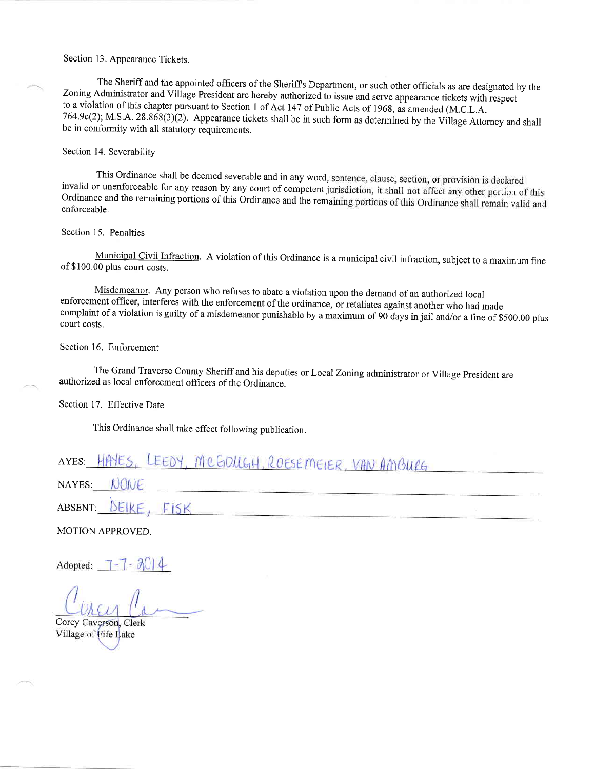Section 13. Appearance Tickets.

The Sheriff and the appointed officers of the Sheriff's Department, or such other officials as are designated by the Zoning Administrator and Village President are hereby authorized to issue and serve appearance tickets with respect to a violation of this chapter pursuant to Section 1 of Act 147 of Public Acts of 1968, as amended (M.C.L.A. 764.9c(2); M.S.A. 28.868(3)(2). Appearance tickets shall be in such form as determined by the Village Attorney and shall be in conformity with all statutory requirements.

Section 14. Severability

This Ordinance shall be deemed severable and in any word, sentence, clause, section, or provision is declared invalid or unenforceable for any reason by any court of competent jurisdiction, it shall not affect any other portion of this Ordinance and the remaining portions of this Ordinance and the remaining portions of this Ordinance shall remain valid and enforceable.

Section 15. Penalties

Municipal Civil Infraction. A violation of this Ordinance is a municipal civil infraction, subject to a maximum fine of $100.00 plus court costs.

Misdemeanor. Any person who refuses to abate a violation upon the demand of an authorized local enforcement officer, interferes with the enforcement of the ordinance, or retaliates against another who had made complaint of a violation is guilty of a misdemeanor punishable by a maximum of 90 days in jail and/or a fine of $500.00 plus court costs.

Section 16. Enforcement

The Grand Traverse County Sheriff and his deputies or Local Zoning administrator or Village President are authorized as local enforcement officers of the Ordinance.

Section 17. Effective Date

This Ordinance shall take effect following publication.

AYES: HAYES, LEEDY, McGOUGH, ROESEMEIER, VAN AMBURG

NAYES: NONE

ABSENT: DEIKE, FISK

MOTION APPROVED.

Adopted: 7-7-2014

Corey Caverson, Clerk
Village of Fife Lake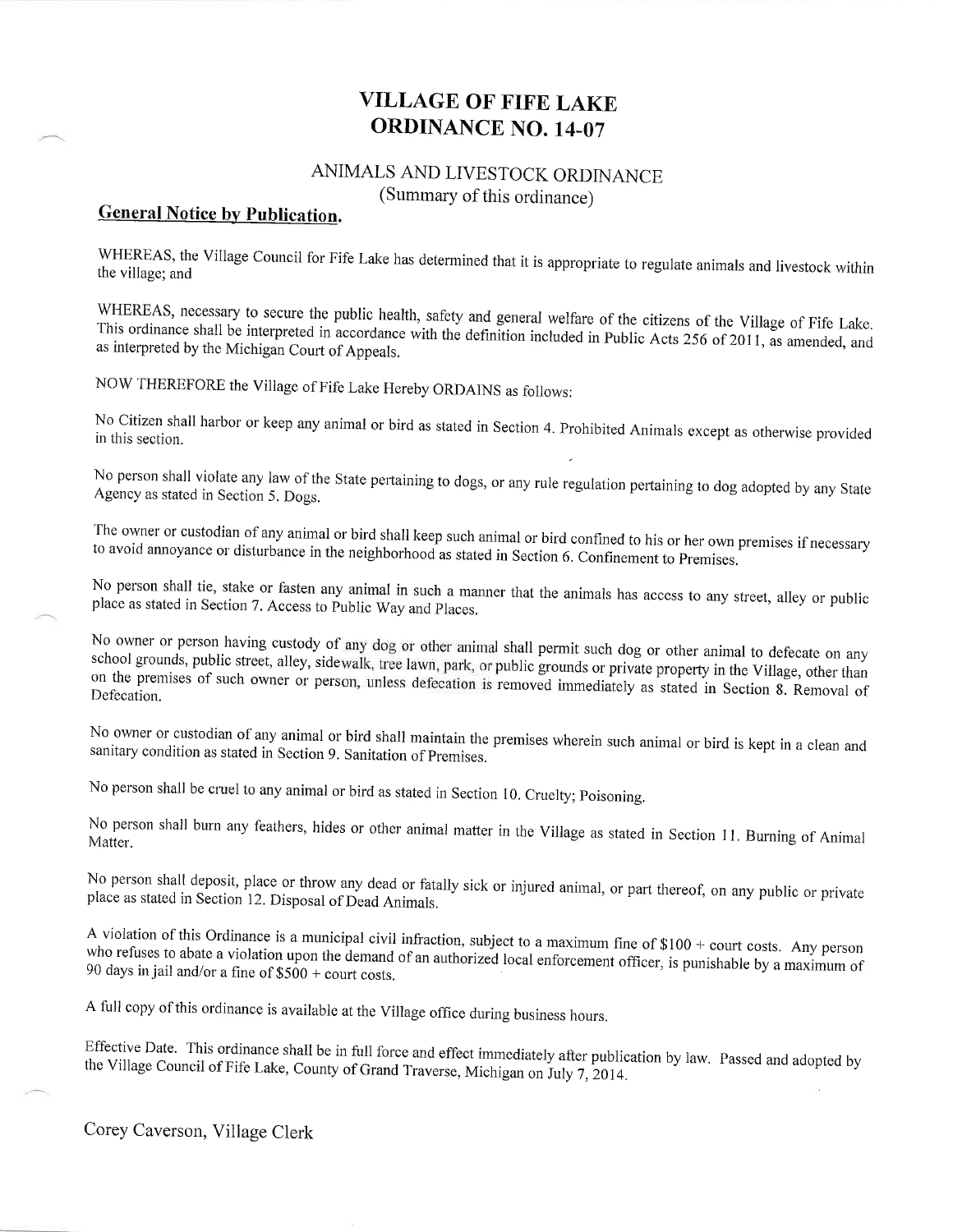# VILLAGE OF FIFE LAKE
# ORDINANCE NO. 14-07

## ANIMALS AND LIVESTOCK ORDINANCE
(Summary of this ordinance)

**General Notice by Publication.**

WHEREAS, the Village Council for Fife Lake has determined that it is appropriate to regulate animals and livestock within the village; and

WHEREAS, necessary to secure the public health, safety and general welfare of the citizens of the Village of Fife Lake. This ordinance shall be interpreted in accordance with the definition included in Public Acts 256 of 2011, as amended, and as interpreted by the Michigan Court of Appeals.

NOW THEREFORE the Village of Fife Lake Hereby ORDAINS as follows:

No Citizen shall harbor or keep any animal or bird as stated in Section 4. Prohibited Animals except as otherwise provided in this section.

No person shall violate any law of the State pertaining to dogs, or any rule regulation pertaining to dog adopted by any State Agency as stated in Section 5. Dogs.

The owner or custodian of any animal or bird shall keep such animal or bird confined to his or her own premises if necessary to avoid annoyance or disturbance in the neighborhood as stated in Section 6. Confinement to Premises.

No person shall tie, stake or fasten any animal in such a manner that the animals has access to any street, alley or public place as stated in Section 7. Access to Public Way and Places.

No owner or person having custody of any dog or other animal shall permit such dog or other animal to defecate on any school grounds, public street, alley, sidewalk, tree lawn, park, or public grounds or private property in the Village, other than on the premises of such owner or person, unless defecation is removed immediately as stated in Section 8. Removal of Defecation.

No owner or custodian of any animal or bird shall maintain the premises wherein such animal or bird is kept in a clean and sanitary condition as stated in Section 9. Sanitation of Premises.

No person shall be cruel to any animal or bird as stated in Section 10. Cruelty; Poisoning.

No person shall burn any feathers, hides or other animal matter in the Village as stated in Section 11. Burning of Animal Matter.

No person shall deposit, place or throw any dead or fatally sick or injured animal, or part thereof, on any public or private place as stated in Section 12. Disposal of Dead Animals.

A violation of this Ordinance is a municipal civil infraction, subject to a maximum fine of $100 + court costs. Any person who refuses to abate a violation upon the demand of an authorized local enforcement officer, is punishable by a maximum of 90 days in jail and/or a fine of $500 + court costs.

A full copy of this ordinance is available at the Village office during business hours.

Effective Date. This ordinance shall be in full force and effect immediately after publication by law. Passed and adopted by the Village Council of Fife Lake, County of Grand Traverse, Michigan on July 7, 2014.

Corey Caverson, Village Clerk